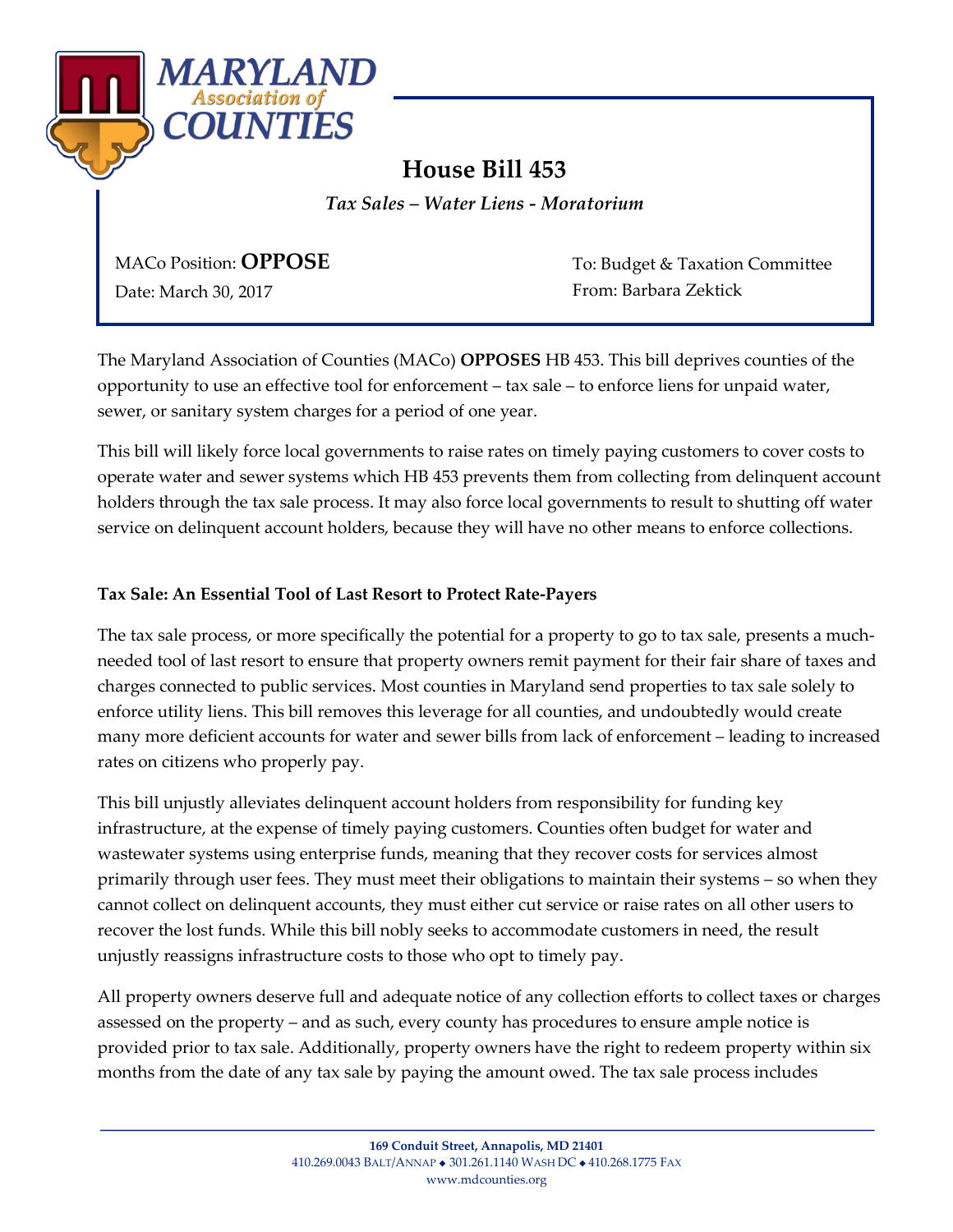# House Bill 453

*Tax Sales – Water Liens - Moratorium*

MACo Position: **OPPOSE**

Date: March 30, 2017

To: Budget & Taxation Committee

From: Barbara Zektick

The Maryland Association of Counties (MACo) **OPPOSES** HB 453. This bill deprives counties of the opportunity to use an effective tool for enforcement – tax sale – to enforce liens for unpaid water, sewer, or sanitary system charges for a period of one year.

This bill will likely force local governments to raise rates on timely paying customers to cover costs to operate water and sewer systems which HB 453 prevents them from collecting from delinquent account holders through the tax sale process. It may also force local governments to result to shutting off water service on delinquent account holders, because they will have no other means to enforce collections.

**Tax Sale: An Essential Tool of Last Resort to Protect Rate-Payers**

The tax sale process, or more specifically the potential for a property to go to tax sale, presents a much-needed tool of last resort to ensure that property owners remit payment for their fair share of taxes and charges connected to public services. Most counties in Maryland send properties to tax sale solely to enforce utility liens. This bill removes this leverage for all counties, and undoubtedly would create many more deficient accounts for water and sewer bills from lack of enforcement – leading to increased rates on citizens who properly pay.

This bill unjustly alleviates delinquent account holders from responsibility for funding key infrastructure, at the expense of timely paying customers. Counties often budget for water and wastewater systems using enterprise funds, meaning that they recover costs for services almost primarily through user fees. They must meet their obligations to maintain their systems – so when they cannot collect on delinquent accounts, they must either cut service or raise rates on all other users to recover the lost funds. While this bill nobly seeks to accommodate customers in need, the result unjustly reassigns infrastructure costs to those who opt to timely pay.

All property owners deserve full and adequate notice of any collection efforts to collect taxes or charges assessed on the property – and as such, every county has procedures to ensure ample notice is provided prior to tax sale. Additionally, property owners have the right to redeem property within six months from the date of any tax sale by paying the amount owed. The tax sale process includes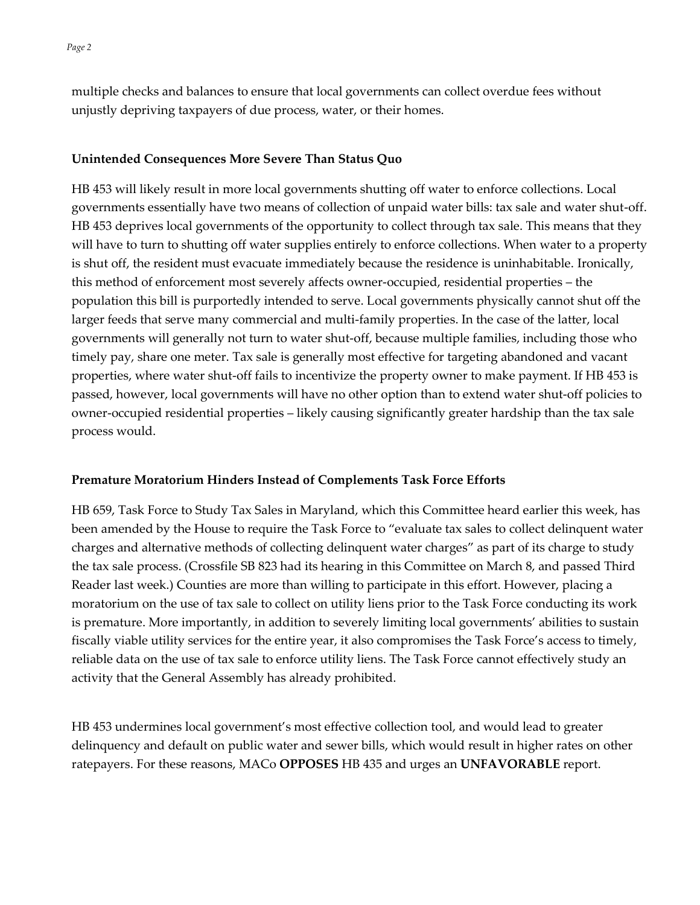multiple checks and balances to ensure that local governments can collect overdue fees without unjustly depriving taxpayers of due process, water, or their homes.

**Unintended Consequences More Severe Than Status Quo**

HB 453 will likely result in more local governments shutting off water to enforce collections. Local governments essentially have two means of collection of unpaid water bills: tax sale and water shut-off. HB 453 deprives local governments of the opportunity to collect through tax sale. This means that they will have to turn to shutting off water supplies entirely to enforce collections. When water to a property is shut off, the resident must evacuate immediately because the residence is uninhabitable. Ironically, this method of enforcement most severely affects owner-occupied, residential properties – the population this bill is purportedly intended to serve. Local governments physically cannot shut off the larger feeds that serve many commercial and multi-family properties. In the case of the latter, local governments will generally not turn to water shut-off, because multiple families, including those who timely pay, share one meter. Tax sale is generally most effective for targeting abandoned and vacant properties, where water shut-off fails to incentivize the property owner to make payment. If HB 453 is passed, however, local governments will have no other option than to extend water shut-off policies to owner-occupied residential properties – likely causing significantly greater hardship than the tax sale process would.

**Premature Moratorium Hinders Instead of Complements Task Force Efforts**

HB 659, Task Force to Study Tax Sales in Maryland, which this Committee heard earlier this week, has been amended by the House to require the Task Force to "evaluate tax sales to collect delinquent water charges and alternative methods of collecting delinquent water charges" as part of its charge to study the tax sale process. (Crossfile SB 823 had its hearing in this Committee on March 8, and passed Third Reader last week.) Counties are more than willing to participate in this effort. However, placing a moratorium on the use of tax sale to collect on utility liens prior to the Task Force conducting its work is premature. More importantly, in addition to severely limiting local governments' abilities to sustain fiscally viable utility services for the entire year, it also compromises the Task Force's access to timely, reliable data on the use of tax sale to enforce utility liens. The Task Force cannot effectively study an activity that the General Assembly has already prohibited.

HB 453 undermines local government's most effective collection tool, and would lead to greater delinquency and default on public water and sewer bills, which would result in higher rates on other ratepayers. For these reasons, MACo **OPPOSES** HB 435 and urges an **UNFAVORABLE** report.